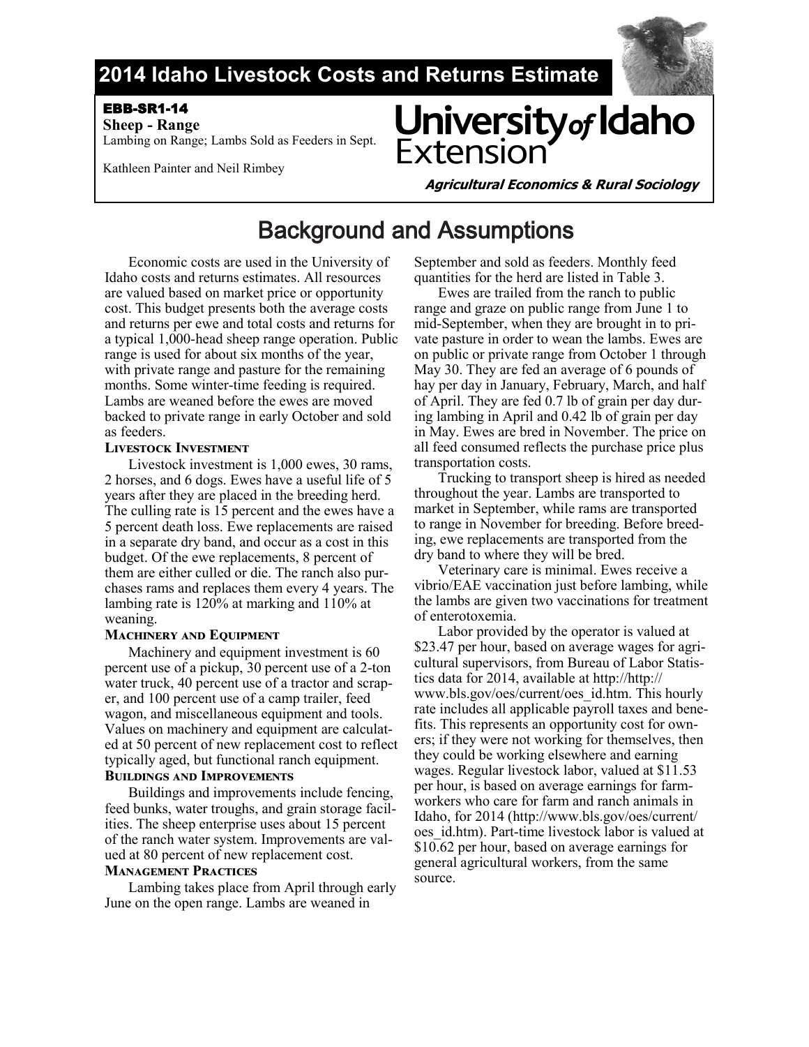# 2014 Idaho Livestock Costs and Returns Estimate

**EBB-SR1-14**

**Sheep - Range**

Lambing on Range; Lambs Sold as Feeders in Sept.

Kathleen Painter and Neil Rimbey

University of Idaho Extension

***Agricultural Economics & Rural Sociology***

## Background and Assumptions

Economic costs are used in the University of Idaho costs and returns estimates. All resources are valued based on market price or opportunity cost. This budget presents both the average costs and returns per ewe and total costs and returns for a typical 1,000-head sheep range operation. Public range is used for about six months of the year, with private range and pasture for the remaining months. Some winter-time feeding is required. Lambs are weaned before the ewes are moved backed to private range in early October and sold as feeders.

### Livestock Investment

Livestock investment is 1,000 ewes, 30 rams, 2 horses, and 6 dogs. Ewes have a useful life of 5 years after they are placed in the breeding herd. The culling rate is 15 percent and the ewes have a 5 percent death loss. Ewe replacements are raised in a separate dry band, and occur as a cost in this budget. Of the ewe replacements, 8 percent of them are either culled or die. The ranch also purchases rams and replaces them every 4 years. The lambing rate is 120% at marking and 110% at weaning.

### Machinery and Equipment

Machinery and equipment investment is 60 percent use of a pickup, 30 percent use of a 2-ton water truck, 40 percent use of a tractor and scraper, and 100 percent use of a camp trailer, feed wagon, and miscellaneous equipment and tools. Values on machinery and equipment are calculated at 50 percent of new replacement cost to reflect typically aged, but functional ranch equipment.

### Buildings and Improvements

Buildings and improvements include fencing, feed bunks, water troughs, and grain storage facilities. The sheep enterprise uses about 15 percent of the ranch water system. Improvements are valued at 80 percent of new replacement cost.

### Management Practices

Lambing takes place from April through early June on the open range. Lambs are weaned in September and sold as feeders. Monthly feed quantities for the herd are listed in Table 3.

Ewes are trailed from the ranch to public range and graze on public range from June 1 to mid-September, when they are brought in to private pasture in order to wean the lambs. Ewes are on public or private range from October 1 through May 30. They are fed an average of 6 pounds of hay per day in January, February, March, and half of April. They are fed 0.7 lb of grain per day during lambing in April and 0.42 lb of grain per day in May. Ewes are bred in November. The price on all feed consumed reflects the purchase price plus transportation costs.

Trucking to transport sheep is hired as needed throughout the year. Lambs are transported to market in September, while rams are transported to range in November for breeding. Before breeding, ewe replacements are transported from the dry band to where they will be bred.

Veterinary care is minimal. Ewes receive a vibrio/EAE vaccination just before lambing, while the lambs are given two vaccinations for treatment of enterotoxemia.

Labor provided by the operator is valued at $23.47 per hour, based on average wages for agricultural supervisors, from Bureau of Labor Statistics data for 2014, available at http://http://www.bls.gov/oes/current/oes_id.htm. This hourly rate includes all applicable payroll taxes and benefits. This represents an opportunity cost for owners; if they were not working for themselves, then they could be working elsewhere and earning wages. Regular livestock labor, valued at $11.53 per hour, is based on average earnings for farmworkers who care for farm and ranch animals in Idaho, for 2014 (http://www.bls.gov/oes/current/oes_id.htm). Part-time livestock labor is valued at $10.62 per hour, based on average earnings for general agricultural workers, from the same source.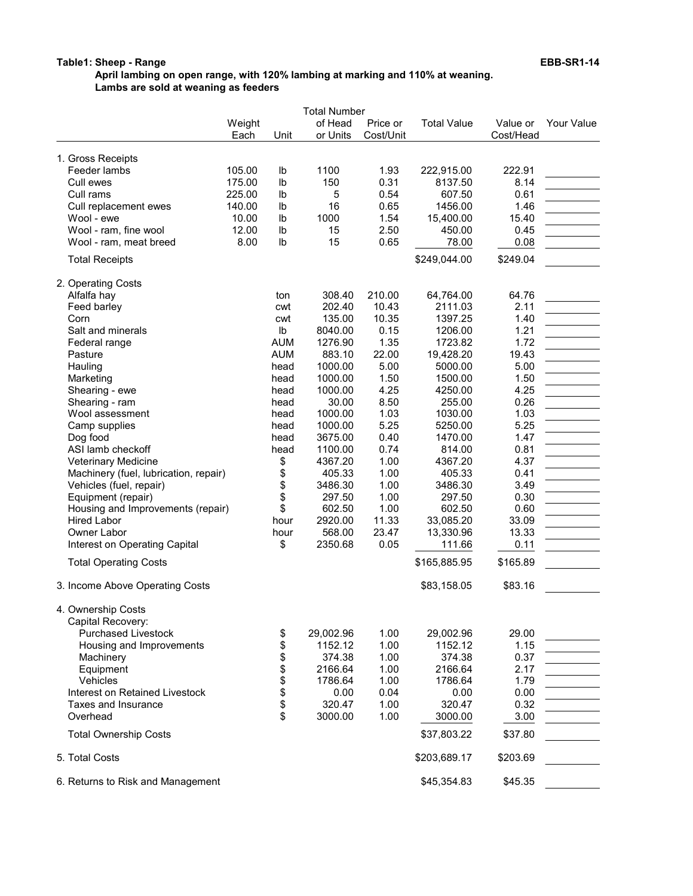**Table1: Sheep - Range** **EBB-SR1-14**

**April lambing on open range, with 120% lambing at marking and 110% at weaning.**
**Lambs are sold at weaning as feeders**

| | Weight Each | Unit | Total Number of Head or Units | Price or Cost/Unit | Total Value | Value or Cost/Head | Your Value |
|---|---|---|---|---|---|---|---|
| 1. Gross Receipts | | | | | | | |
| Feeder lambs | 105.00 | lb | 1100 | 1.93 | 222,915.00 | 222.91 | |
| Cull ewes | 175.00 | lb | 150 | 0.31 | 8137.50 | 8.14 | |
| Cull rams | 225.00 | lb | 5 | 0.54 | 607.50 | 0.61 | |
| Cull replacement ewes | 140.00 | lb | 16 | 0.65 | 1456.00 | 1.46 | |
| Wool - ewe | 10.00 | lb | 1000 | 1.54 | 15,400.00 | 15.40 | |
| Wool - ram, fine wool | 12.00 | lb | 15 | 2.50 | 450.00 | 0.45 | |
| Wool - ram, meat breed | 8.00 | lb | 15 | 0.65 | 78.00 | 0.08 | |
| Total Receipts | | | | | $249,044.00 | $249.04 | |
| 2. Operating Costs | | | | | | | |
| Alfalfa hay | | ton | 308.40 | 210.00 | 64,764.00 | 64.76 | |
| Feed barley | | cwt | 202.40 | 10.43 | 2111.03 | 2.11 | |
| Corn | | cwt | 135.00 | 10.35 | 1397.25 | 1.40 | |
| Salt and minerals | | lb | 8040.00 | 0.15 | 1206.00 | 1.21 | |
| Federal range | | AUM | 1276.90 | 1.35 | 1723.82 | 1.72 | |
| Pasture | | AUM | 883.10 | 22.00 | 19,428.20 | 19.43 | |
| Hauling | | head | 1000.00 | 5.00 | 5000.00 | 5.00 | |
| Marketing | | head | 1000.00 | 1.50 | 1500.00 | 1.50 | |
| Shearing - ewe | | head | 1000.00 | 4.25 | 4250.00 | 4.25 | |
| Shearing - ram | | head | 30.00 | 8.50 | 255.00 | 0.26 | |
| Wool assessment | | head | 1000.00 | 1.03 | 1030.00 | 1.03 | |
| Camp supplies | | head | 1000.00 | 5.25 | 5250.00 | 5.25 | |
| Dog food | | head | 3675.00 | 0.40 | 1470.00 | 1.47 | |
| ASI lamb checkoff | | head | 1100.00 | 0.74 | 814.00 | 0.81 | |
| Veterinary Medicine | | $ | 4367.20 | 1.00 | 4367.20 | 4.37 | |
| Machinery (fuel, lubrication, repair) | | $ | 405.33 | 1.00 | 405.33 | 0.41 | |
| Vehicles (fuel, repair) | | $ | 3486.30 | 1.00 | 3486.30 | 3.49 | |
| Equipment (repair) | | $ | 297.50 | 1.00 | 297.50 | 0.30 | |
| Housing and Improvements (repair) | | $ | 602.50 | 1.00 | 602.50 | 0.60 | |
| Hired Labor | | hour | 2920.00 | 11.33 | 33,085.20 | 33.09 | |
| Owner Labor | | hour | 568.00 | 23.47 | 13,330.96 | 13.33 | |
| Interest on Operating Capital | | $ | 2350.68 | 0.05 | 111.66 | 0.11 | |
| Total Operating Costs | | | | | $165,885.95 | $165.89 | |
| 3. Income Above Operating Costs | | | | | $83,158.05 | $83.16 | |
| 4. Ownership Costs | | | | | | | |
| Capital Recovery: | | | | | | | |
| Purchased Livestock | | $ | 29,002.96 | 1.00 | 29,002.96 | 29.00 | |
| Housing and Improvements | | $ | 1152.12 | 1.00 | 1152.12 | 1.15 | |
| Machinery | | $ | 374.38 | 1.00 | 374.38 | 0.37 | |
| Equipment | | $ | 2166.64 | 1.00 | 2166.64 | 2.17 | |
| Vehicles | | $ | 1786.64 | 1.00 | 1786.64 | 1.79 | |
| Interest on Retained Livestock | | $ | 0.00 | 0.04 | 0.00 | 0.00 | |
| Taxes and Insurance | | $ | 320.47 | 1.00 | 320.47 | 0.32 | |
| Overhead | | $ | 3000.00 | 1.00 | 3000.00 | 3.00 | |
| Total Ownership Costs | | | | | $37,803.22 | $37.80 | |
| 5. Total Costs | | | | | $203,689.17 | $203.69 | |
| 6. Returns to Risk and Management | | | | | $45,354.83 | $45.35 | |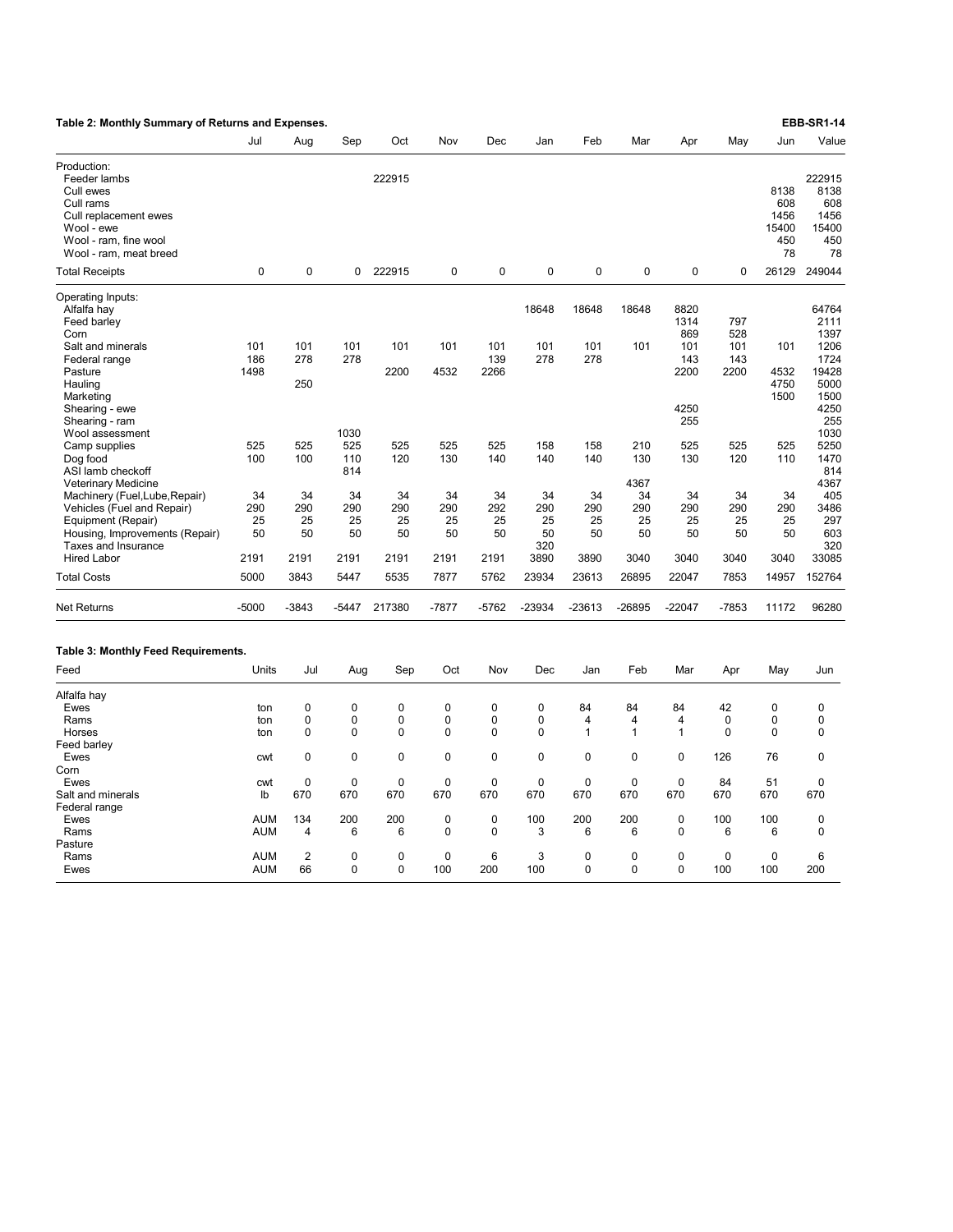**Table 2: Monthly Summary of Returns and Expenses.**

| | Jul | Aug | Sep | Oct | Nov | Dec | Jan | Feb | Mar | Apr | May | Jun | Value |
|---|---|---|---|---|---|---|---|---|---|---|---|---|---|
| Production: | | | | | | | | | | | | | |
| Feeder lambs | | | | 222915 | | | | | | | | | 222915 |
| Cull ewes | | | | | | | | | | | | 8138 | 8138 |
| Cull rams | | | | | | | | | | | | 608 | 608 |
| Cull replacement ewes | | | | | | | | | | | | 1456 | 1456 |
| Wool - ewe | | | | | | | | | | | | 15400 | 15400 |
| Wool - ram, fine wool | | | | | | | | | | | | 450 | 450 |
| Wool - ram, meat breed | | | | | | | | | | | | 78 | 78 |
| Total Receipts | 0 | 0 | 0 | 222915 | 0 | 0 | 0 | 0 | 0 | 0 | 0 | 26129 | 249044 |
| Operating Inputs: | | | | | | | | | | | | | |
| Alfalfa hay | | | | | | | 18648 | 18648 | 18648 | 8820 | | | 64764 |
| Feed barley | | | | | | | | | | 1314 | 797 | | 2111 |
| Corn | | | | | | | | | | 869 | 528 | | 1397 |
| Salt and minerals | 101 | 101 | 101 | 101 | 101 | 101 | 101 | 101 | 101 | 101 | 101 | 101 | 1206 |
| Federal range | 186 | 278 | 278 | | | 139 | 278 | 278 | | 143 | 143 | | 1724 |
| Pasture | 1498 | | | 2200 | 4532 | 2266 | | | | 2200 | 2200 | 4532 | 19428 |
| Hauling | | 250 | | | | | | | | | | 4750 | 5000 |
| Marketing | | | | | | | | | | | | 1500 | 1500 |
| Shearing - ewe | | | | | | | | | | 4250 | | | 4250 |
| Shearing - ram | | | | | | | | | | 255 | | | 255 |
| Wool assessment | | | 1030 | | | | | | | | | | 1030 |
| Camp supplies | 525 | 525 | 525 | 525 | 525 | 525 | 158 | 158 | 210 | 525 | 525 | 525 | 5250 |
| Dog food | 100 | 100 | 110 | 120 | 130 | 140 | 140 | 140 | 130 | 130 | 120 | 110 | 1470 |
| ASI lamb checkoff | | | 814 | | | | | | | | | | 814 |
| Veterinary Medicine | | | | | | | | | 4367 | | | | 4367 |
| Machinery (Fuel,Lube,Repair) | 34 | 34 | 34 | 34 | 34 | 34 | 34 | 34 | 34 | 34 | 34 | 34 | 405 |
| Vehicles (Fuel and Repair) | 290 | 290 | 290 | 290 | 290 | 292 | 290 | 290 | 290 | 290 | 290 | 290 | 3486 |
| Equipment (Repair) | 25 | 25 | 25 | 25 | 25 | 25 | 25 | 25 | 25 | 25 | 25 | 25 | 297 |
| Housing, Improvements (Repair) | 50 | 50 | 50 | 50 | 50 | 50 | 50 | 50 | 50 | 50 | 50 | 50 | 603 |
| Taxes and Insurance | | | | | | | 320 | | | | | | 320 |
| Hired Labor | 2191 | 2191 | 2191 | 2191 | 2191 | 2191 | 3890 | 3890 | 3040 | 3040 | 3040 | 3040 | 33085 |
| Total Costs | 5000 | 3843 | 5447 | 5535 | 7877 | 5762 | 23934 | 23613 | 26895 | 22047 | 7853 | 14957 | 152764 |
| Net Returns | -5000 | -3843 | -5447 | 217380 | -7877 | -5762 | -23934 | -23613 | -26895 | -22047 | -7853 | 11172 | 96280 |

**Table 3: Monthly Feed Requirements.**

| Feed | Units | Jul | Aug | Sep | Oct | Nov | Dec | Jan | Feb | Mar | Apr | May | Jun |
|---|---|---|---|---|---|---|---|---|---|---|---|---|---|
| Alfalfa hay | | | | | | | | | | | | | |
| Ewes | ton | 0 | 0 | 0 | 0 | 0 | 0 | 84 | 84 | 84 | 42 | 0 | 0 |
| Rams | ton | 0 | 0 | 0 | 0 | 0 | 0 | 4 | 4 | 4 | 0 | 0 | 0 |
| Horses | ton | 0 | 0 | 0 | 0 | 0 | 0 | 1 | 1 | 1 | 0 | 0 | 0 |
| Feed barley | | | | | | | | | | | | | |
| Ewes | cwt | 0 | 0 | 0 | 0 | 0 | 0 | 0 | 0 | 0 | 126 | 76 | 0 |
| Corn | | | | | | | | | | | | | |
| Ewes | cwt | 0 | 0 | 0 | 0 | 0 | 0 | 0 | 0 | 0 | 84 | 51 | 0 |
| Salt and minerals | lb | 670 | 670 | 670 | 670 | 670 | 670 | 670 | 670 | 670 | 670 | 670 | 670 |
| Federal range | | | | | | | | | | | | | |
| Ewes | AUM | 134 | 200 | 200 | 0 | 0 | 100 | 200 | 200 | 0 | 100 | 100 | 0 |
| Rams | AUM | 4 | 6 | 6 | 0 | 0 | 3 | 6 | 6 | 0 | 6 | 6 | 0 |
| Pasture | | | | | | | | | | | | | |
| Rams | AUM | 2 | 0 | 0 | 0 | 6 | 3 | 0 | 0 | 0 | 0 | 0 | 6 |
| Ewes | AUM | 66 | 0 | 0 | 100 | 200 | 100 | 0 | 0 | 0 | 100 | 100 | 200 |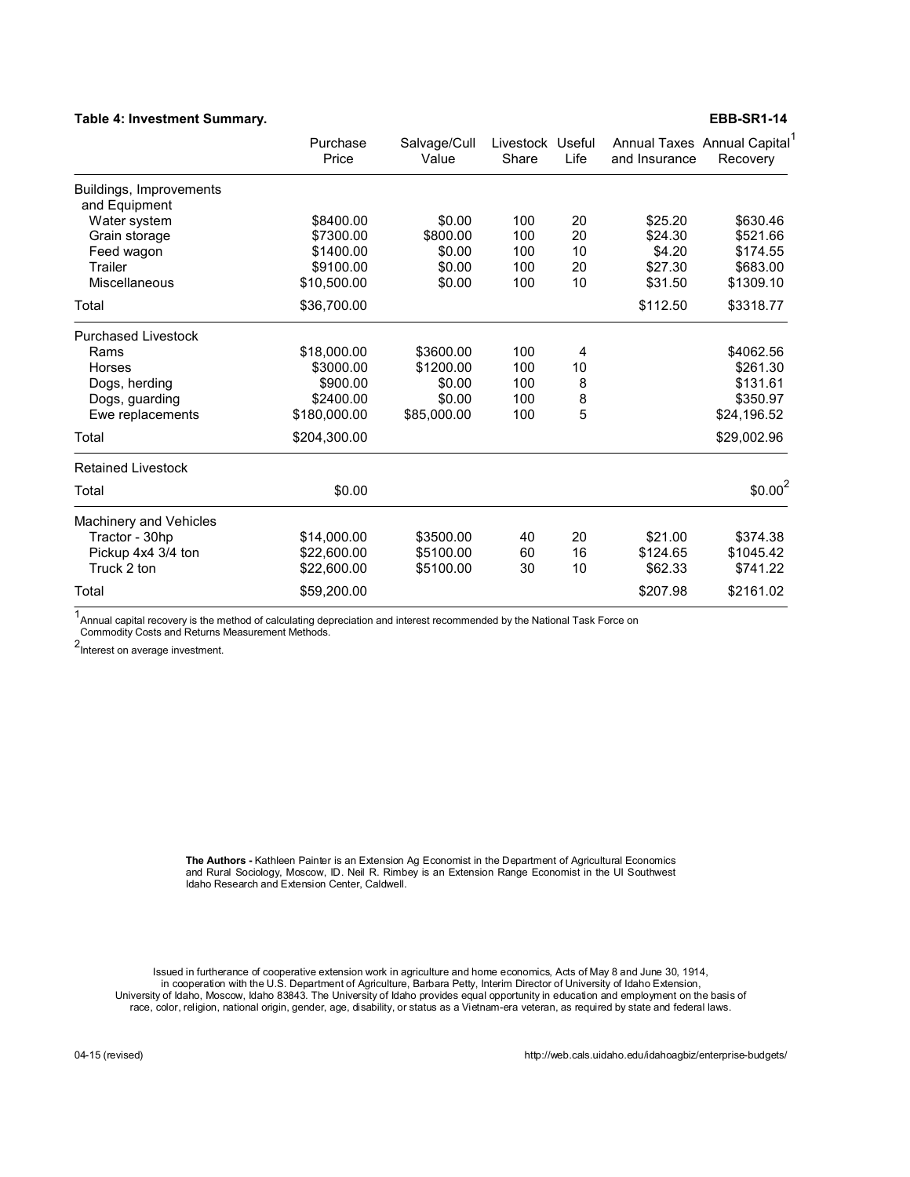**Table 4: Investment Summary.** **EBB-SR1-14**

| | Purchase Price | Salvage/Cull Value | Livestock Share | Useful Life | Annual Taxes and Insurance | Annual Capital Recovery[1] |
|---|---|---|---|---|---|---|
| Buildings, Improvements and Equipment | | | | | | |
| Water system | $8400.00 | $0.00 | 100 | 20 | $25.20 | $630.46 |
| Grain storage | $7300.00 | $800.00 | 100 | 20 | $24.30 | $521.66 |
| Feed wagon | $1400.00 | $0.00 | 100 | 10 | $4.20 | $174.55 |
| Trailer | $9100.00 | $0.00 | 100 | 20 | $27.30 | $683.00 |
| Miscellaneous | $10,500.00 | $0.00 | 100 | 10 | $31.50 | $1309.10 |
| Total | $36,700.00 | | | | $112.50 | $3318.77 |
| Purchased Livestock | | | | | | |
| Rams | $18,000.00 | $3600.00 | 100 | 4 | | $4062.56 |
| Horses | $3000.00 | $1200.00 | 100 | 10 | | $261.30 |
| Dogs, herding | $900.00 | $0.00 | 100 | 8 | | $131.61 |
| Dogs, guarding | $2400.00 | $0.00 | 100 | 8 | | $350.97 |
| Ewe replacements | $180,000.00 | $85,000.00 | 100 | 5 | | $24,196.52 |
| Total | $204,300.00 | | | | | $29,002.96 |
| Retained Livestock | | | | | | |
| Total | $0.00 | | | | | $0.00[2] |
| Machinery and Vehicles | | | | | | |
| Tractor - 30hp | $14,000.00 | $3500.00 | 40 | 20 | $21.00 | $374.38 |
| Pickup 4x4 3/4 ton | $22,600.00 | $5100.00 | 60 | 16 | $124.65 | $1045.42 |
| Truck 2 ton | $22,600.00 | $5100.00 | 30 | 10 | $62.33 | $741.22 |
| Total | $59,200.00 | | | | $207.98 | $2161.02 |

[1] Annual capital recovery is the method of calculating depreciation and interest recommended by the National Task Force on Commodity Costs and Returns Measurement Methods.

[2] Interest on average investment.

**The Authors -** Kathleen Painter is an Extension Ag Economist in the Department of Agricultural Economics and Rural Sociology, Moscow, ID. Neil R. Rimbey is an Extension Range Economist in the UI Southwest Idaho Research and Extension Center, Caldwell.

Issued in furtherance of cooperative extension work in agriculture and home economics, Acts of May 8 and June 30, 1914, in cooperation with the U.S. Department of Agriculture, Barbara Petty, Interim Director of University of Idaho Extension, University of Idaho, Moscow, Idaho 83843. The University of Idaho provides equal opportunity in education and employment on the basis of race, color, religion, national origin, gender, age, disability, or status as a Vietnam-era veteran, as required by state and federal laws.

04-15 (revised) http://web.cals.uidaho.edu/idahoagbiz/enterprise-budgets/